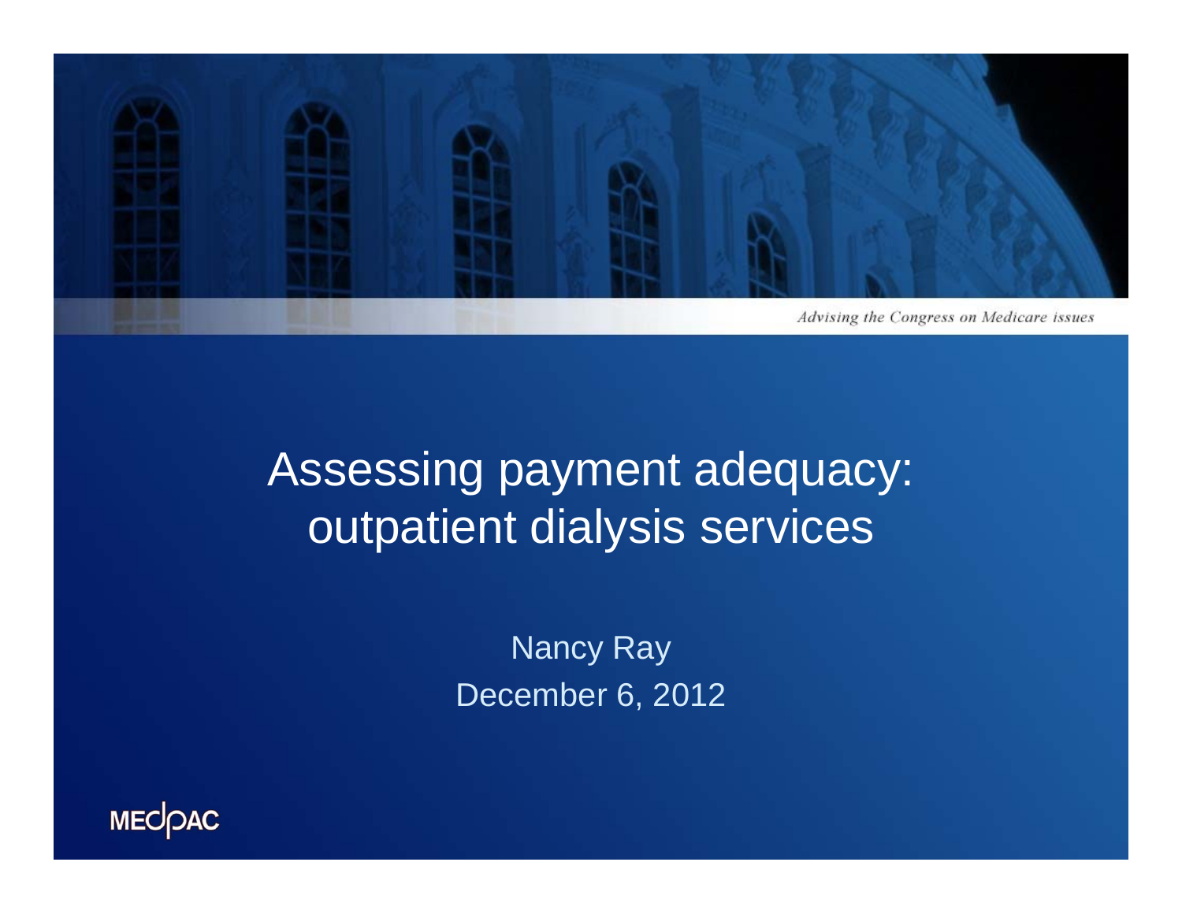*Advising the Congress on Medicare issues*

# Assessing payment adequacy: outpatient dialysis services

Nancy Ray

December 6, 2012

MEDPAC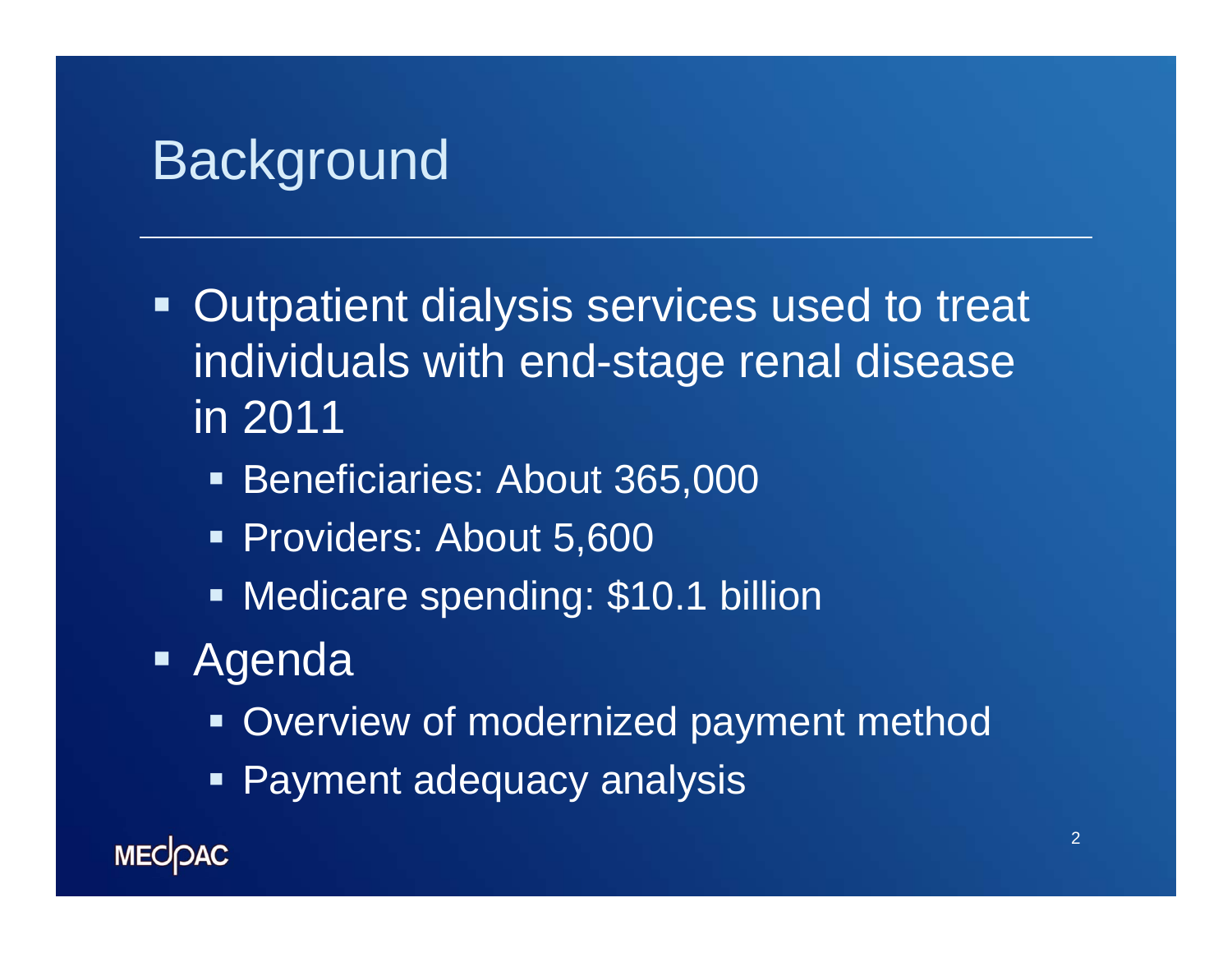# Background

- Outpatient dialysis services used to treat individuals with end-stage renal disease in 2011
  - Beneficiaries: About 365,000
  - Providers: About 5,600
  - Medicare spending: $10.1 billion
- Agenda
  - Overview of modernized payment method
  - Payment adequacy analysis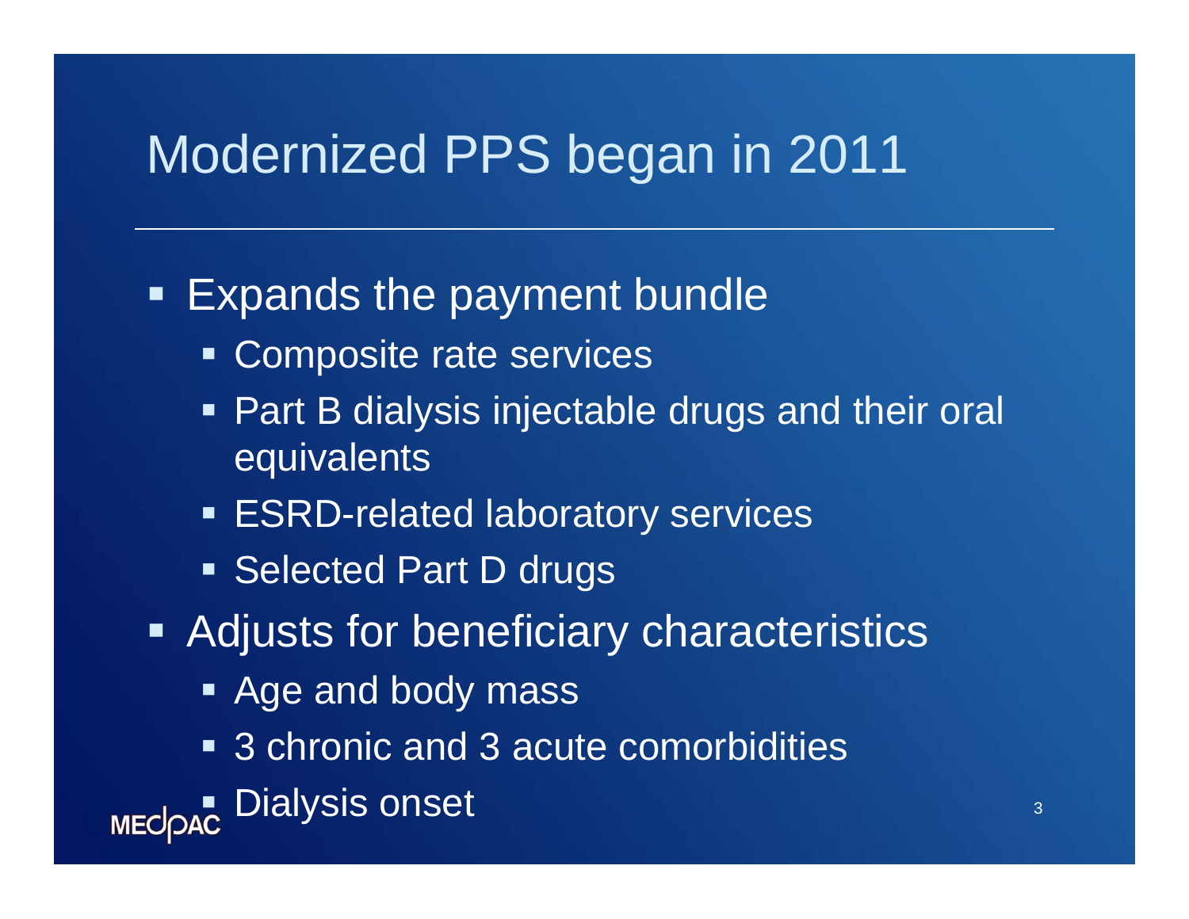# Modernized PPS began in 2011

- Expands the payment bundle
  - Composite rate services
  - Part B dialysis injectable drugs and their oral equivalents
  - ESRD-related laboratory services
  - Selected Part D drugs
- Adjusts for beneficiary characteristics
  - Age and body mass
  - 3 chronic and 3 acute comorbidities
  - Dialysis onset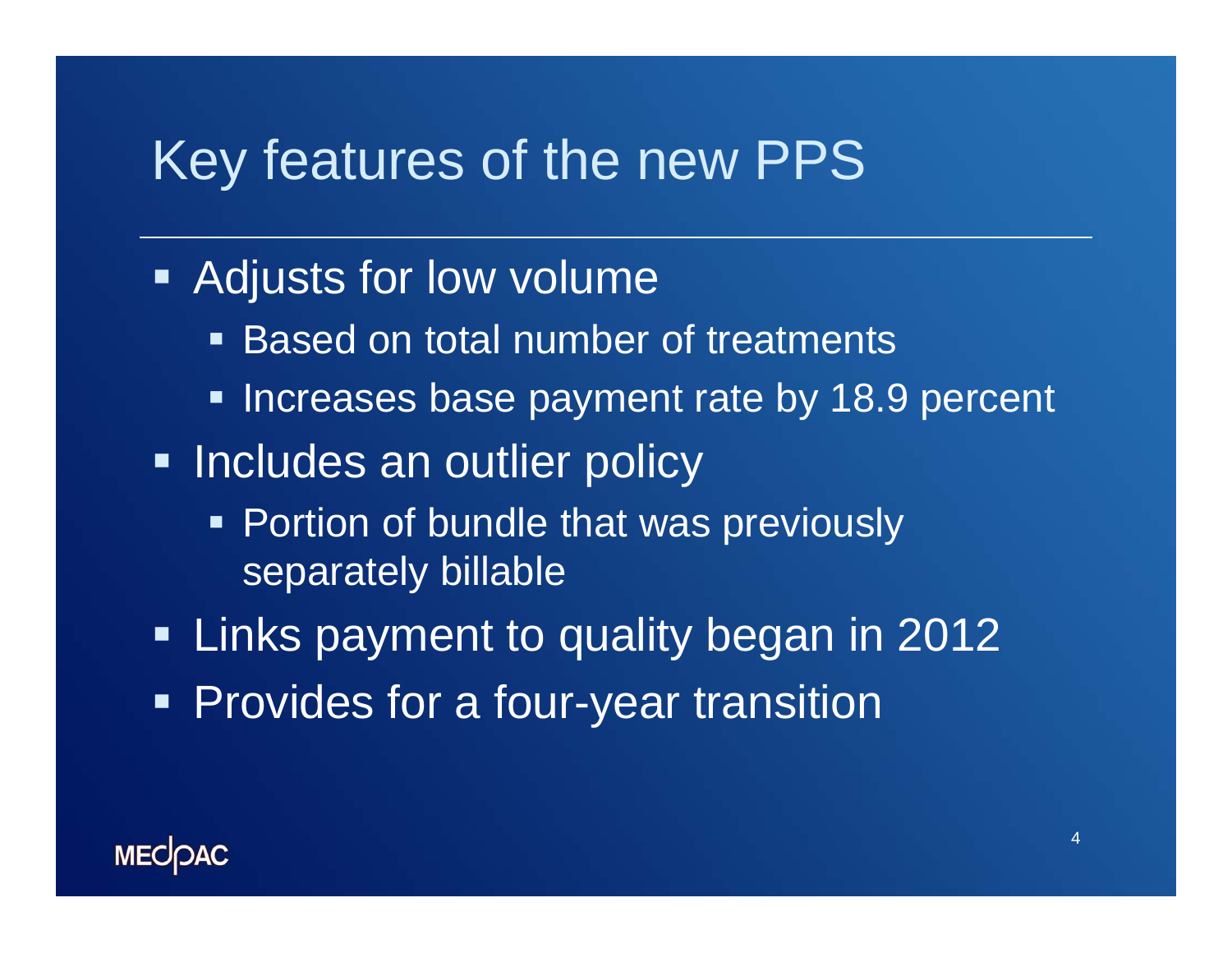# Key features of the new PPS

- Adjusts for low volume
  - Based on total number of treatments
  - Increases base payment rate by 18.9 percent
- Includes an outlier policy
  - Portion of bundle that was previously separately billable
- Links payment to quality began in 2012
- Provides for a four-year transition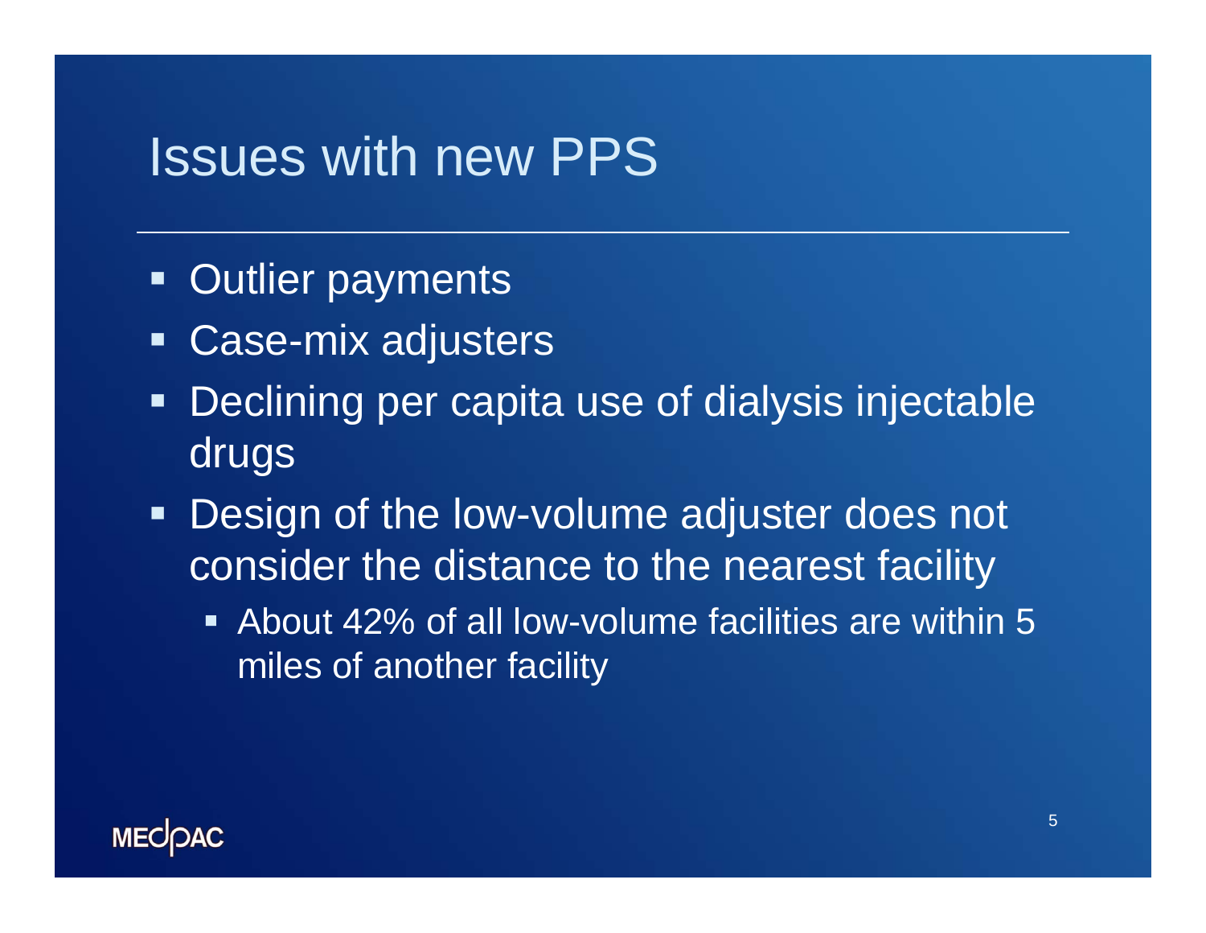# Issues with new PPS

- Outlier payments
- Case-mix adjusters
- Declining per capita use of dialysis injectable drugs
- Design of the low-volume adjuster does not consider the distance to the nearest facility
  - About 42% of all low-volume facilities are within 5 miles of another facility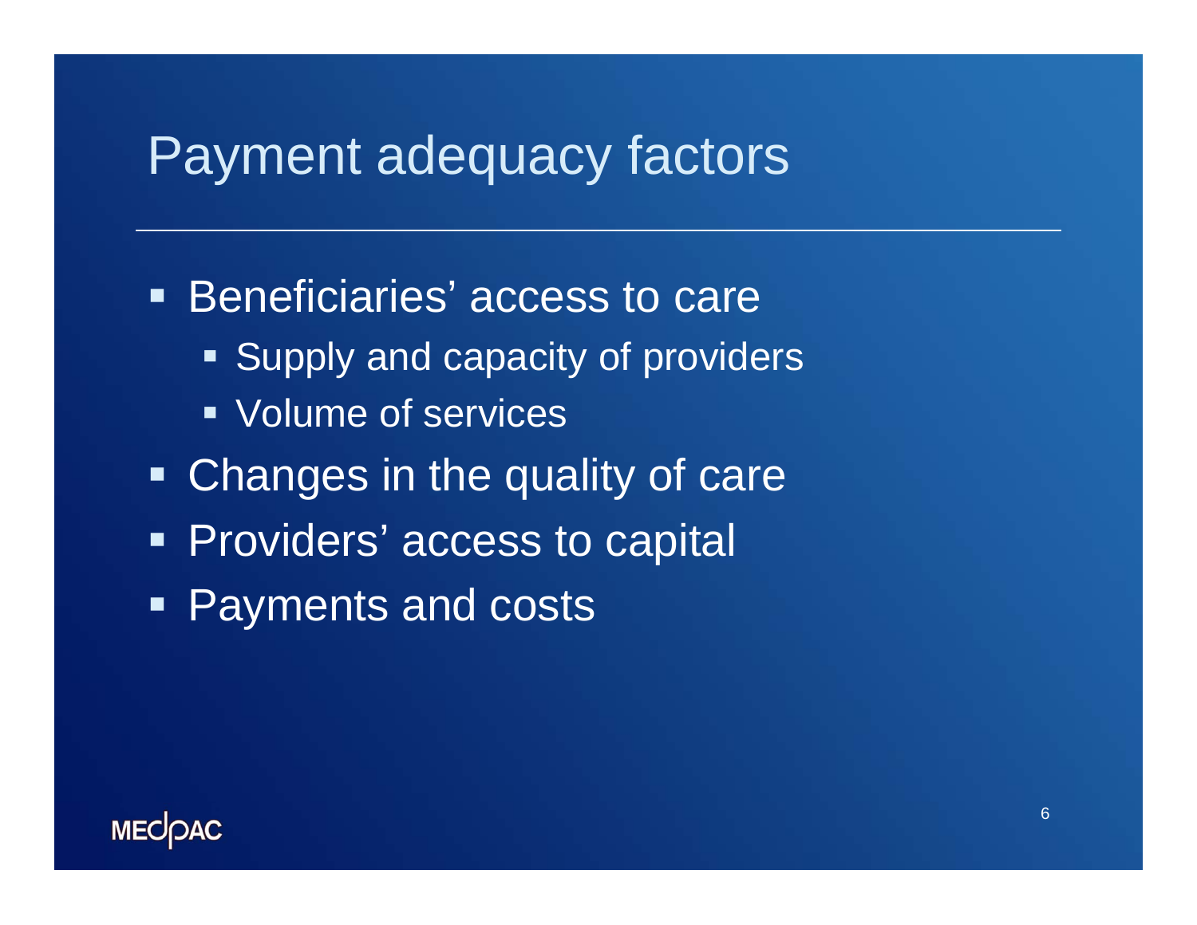# Payment adequacy factors

- Beneficiaries' access to care
  - Supply and capacity of providers
  - Volume of services
- Changes in the quality of care
- Providers' access to capital
- Payments and costs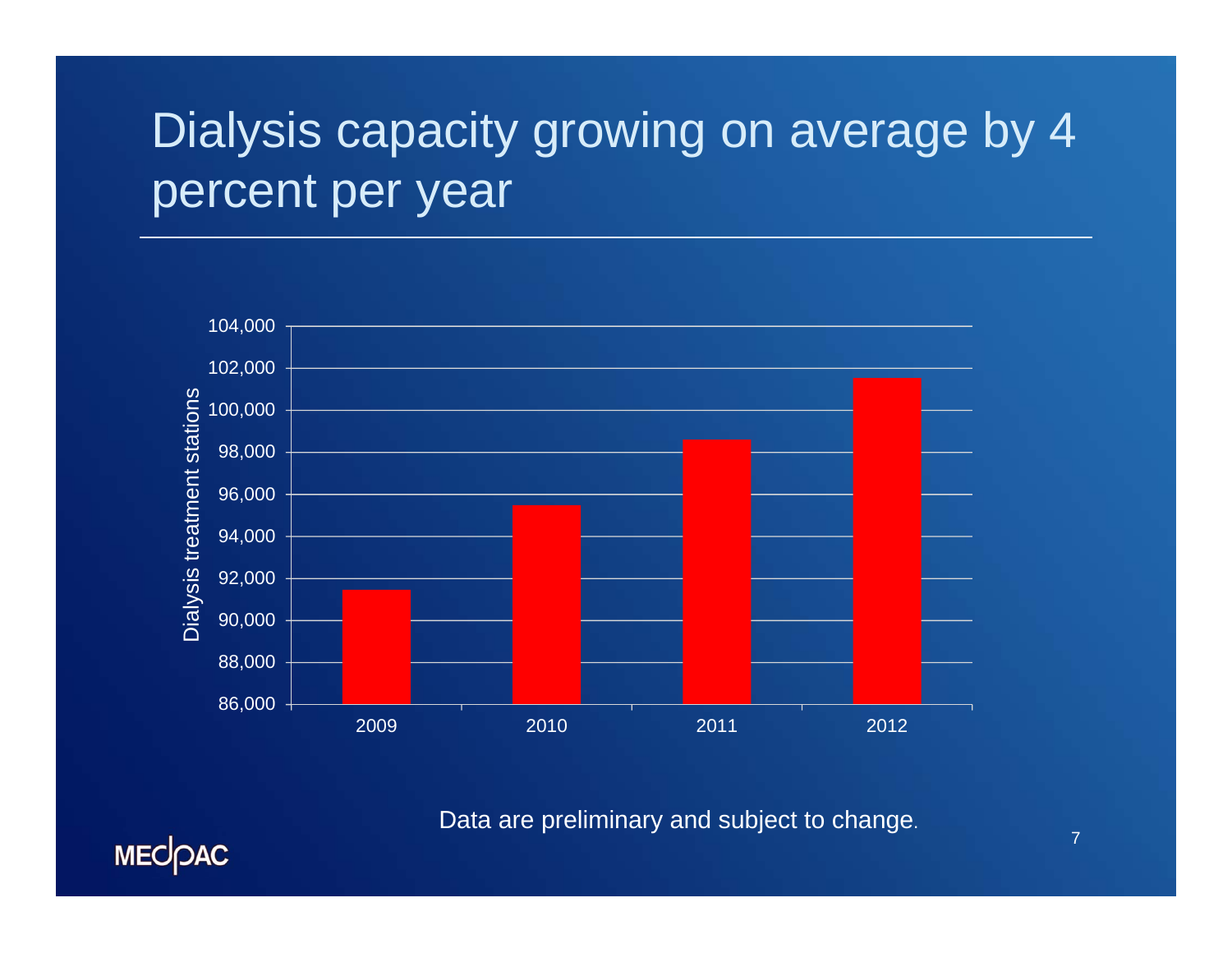# Dialysis capacity growing on average by 4 percent per year

Dialysis treatment stations

104,000
102,000
100,000
98,000
96,000
94,000
92,000
90,000
88,000
86,000

2009 2010 2011 2012

Data are preliminary and subject to change.

MEDPAC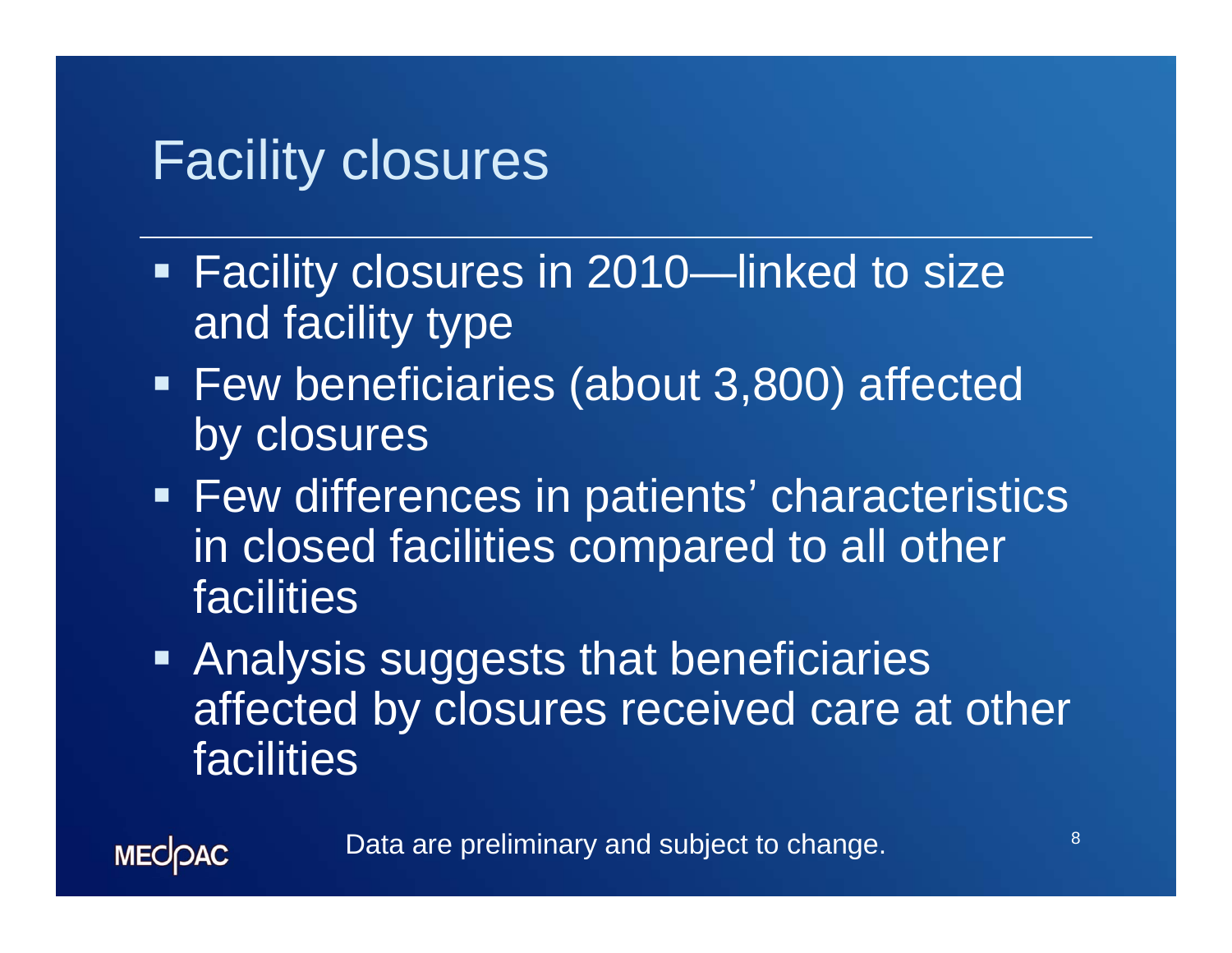# Facility closures

- Facility closures in 2010—linked to size and facility type
- Few beneficiaries (about 3,800) affected by closures
- Few differences in patients' characteristics in closed facilities compared to all other facilities
- Analysis suggests that beneficiaries affected by closures received care at other facilities

Data are preliminary and subject to change.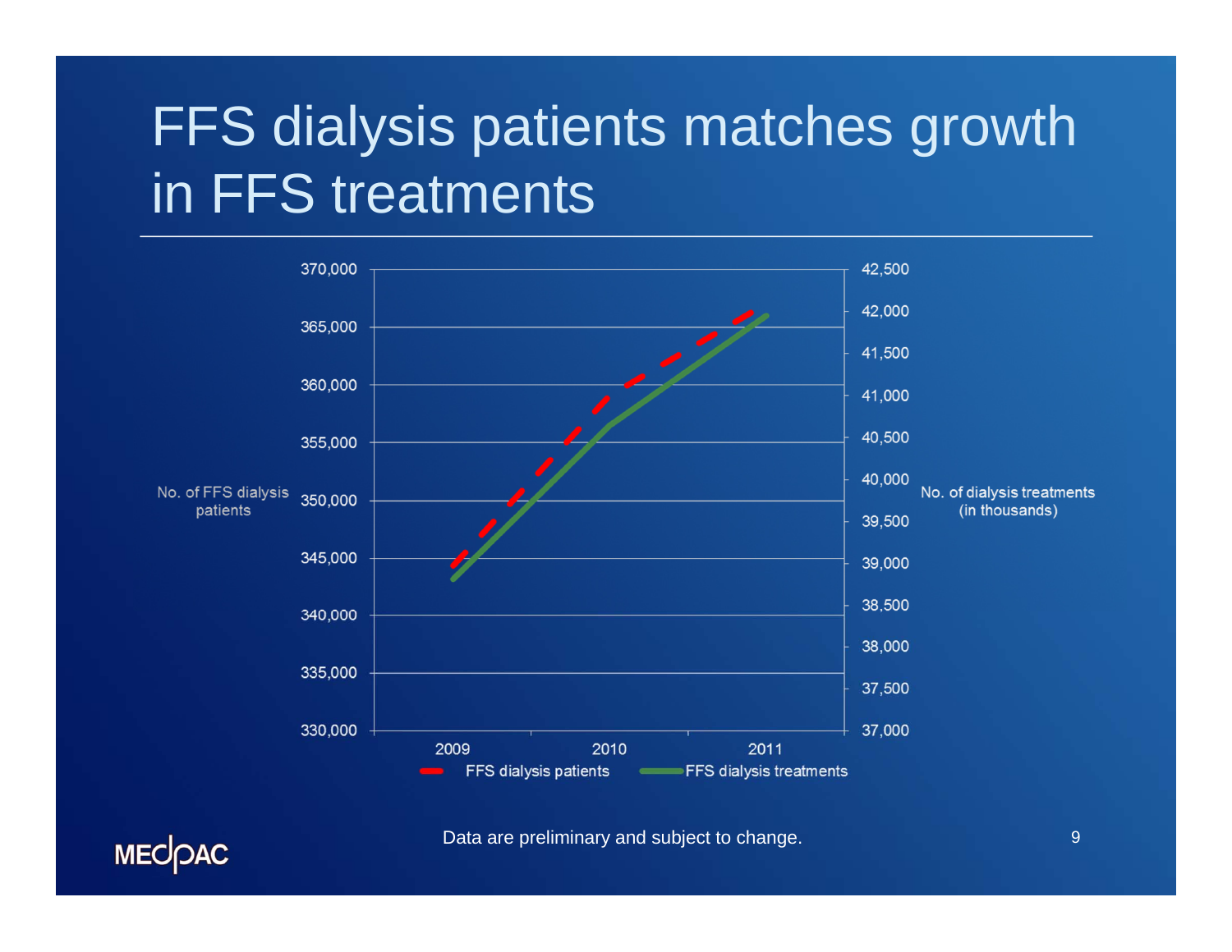# FFS dialysis patients matches growth in FFS treatments

No. of FFS dialysis patients

370,000
365,000
360,000
355,000
350,000
345,000
340,000
335,000
330,000

No. of dialysis treatments (in thousands)

42,500
42,000
41,500
41,000
40,500
40,000
39,500
39,000
38,500
38,000
37,500
37,000

2009 2010 2011

FFS dialysis patients FFS dialysis treatments

Data are preliminary and subject to change.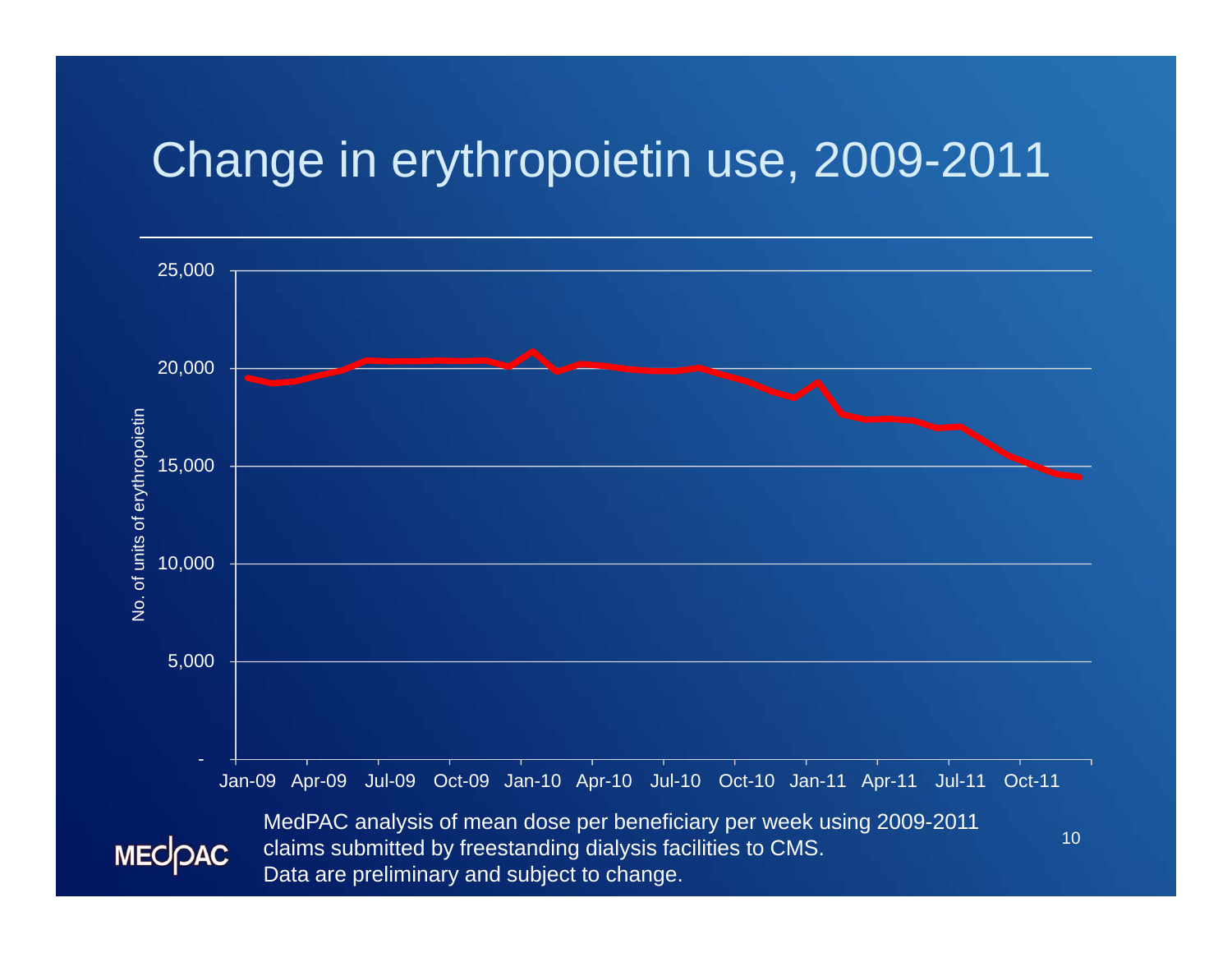# Change in erythropoietin use, 2009-2011

MedPAC analysis of mean dose per beneficiary per week using 2009-2011 claims submitted by freestanding dialysis facilities to CMS. Data are preliminary and subject to change.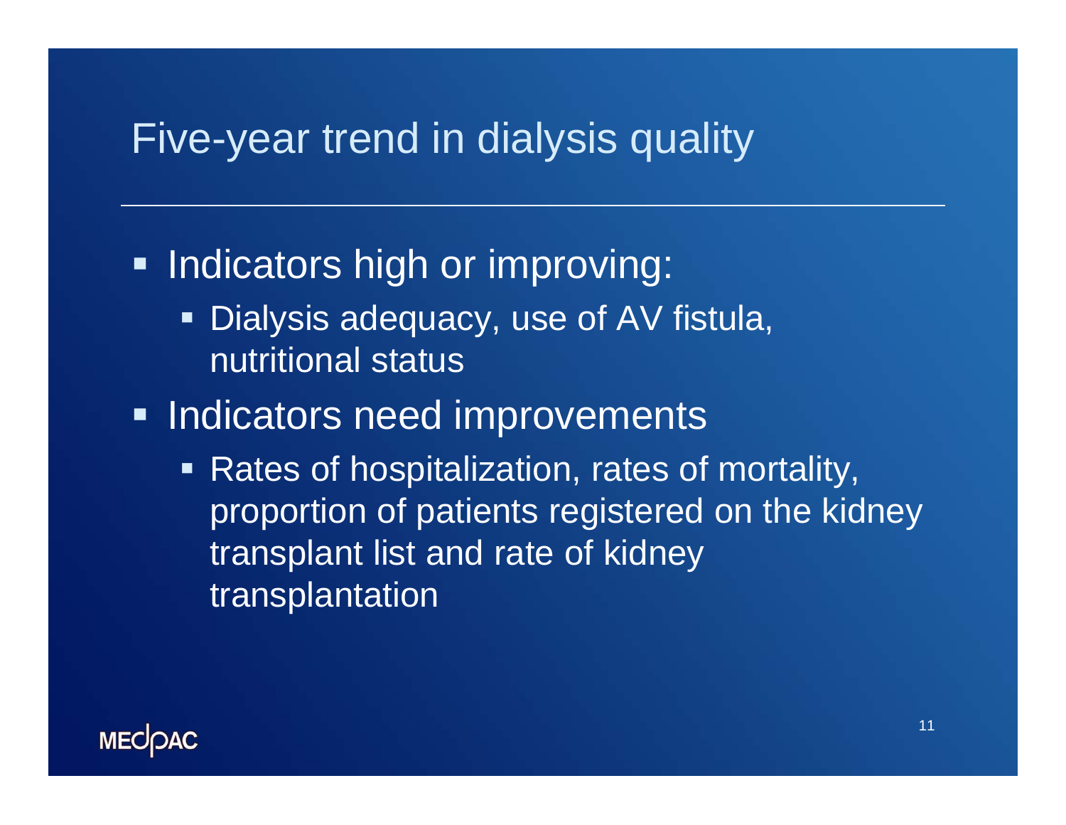# Five-year trend in dialysis quality

- Indicators high or improving:
  - Dialysis adequacy, use of AV fistula, nutritional status
- Indicators need improvements
  - Rates of hospitalization, rates of mortality, proportion of patients registered on the kidney transplant list and rate of kidney transplantation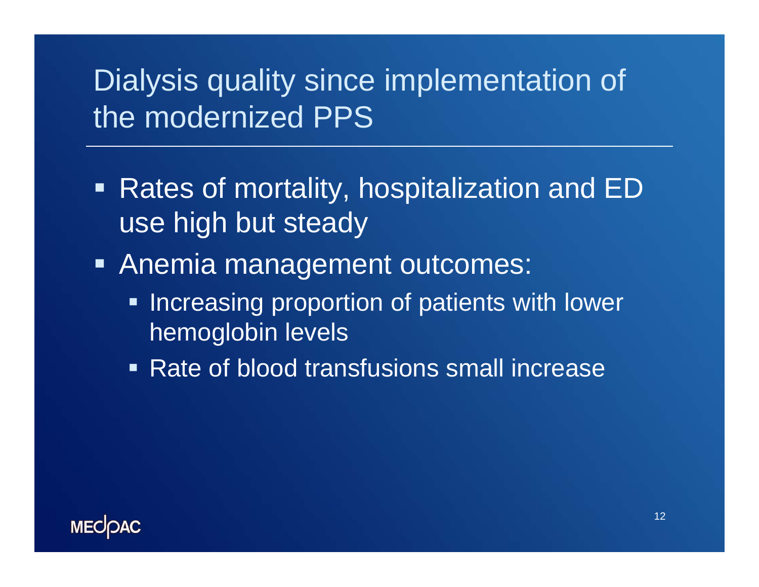# Dialysis quality since implementation of the modernized PPS

- Rates of mortality, hospitalization and ED use high but steady
- Anemia management outcomes:
  - Increasing proportion of patients with lower hemoglobin levels
  - Rate of blood transfusions small increase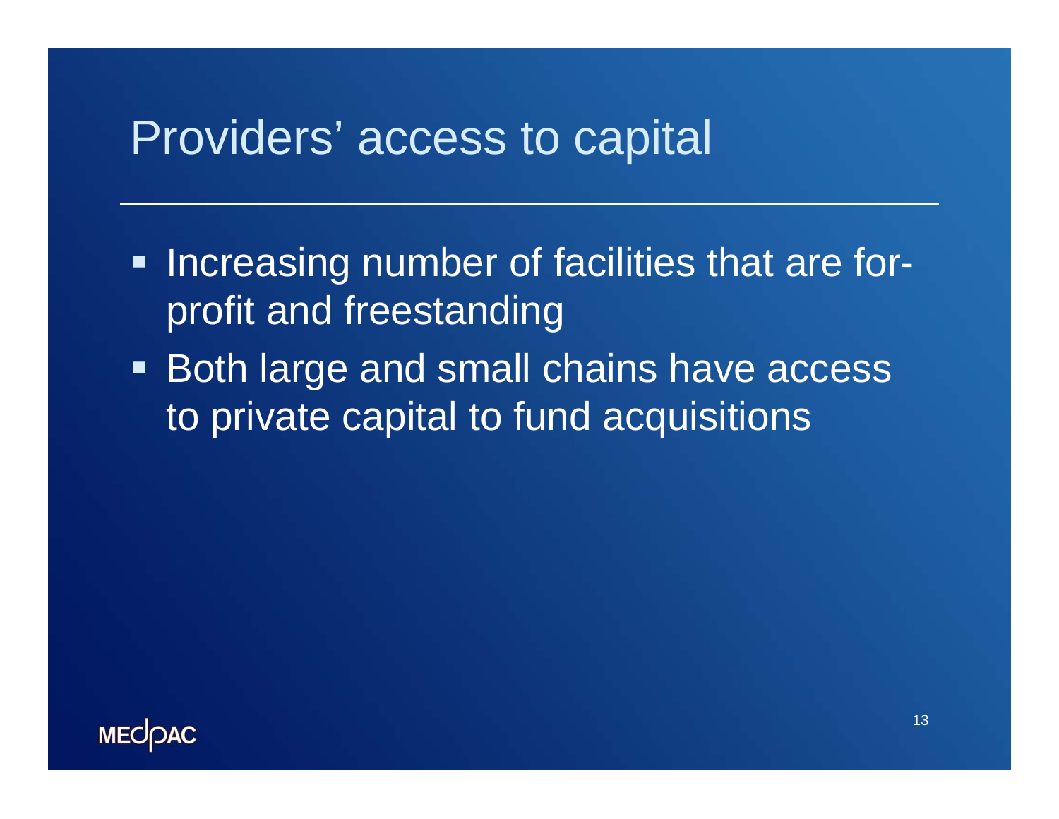# Providers' access to capital

- Increasing number of facilities that are for-profit and freestanding
- Both large and small chains have access to private capital to fund acquisitions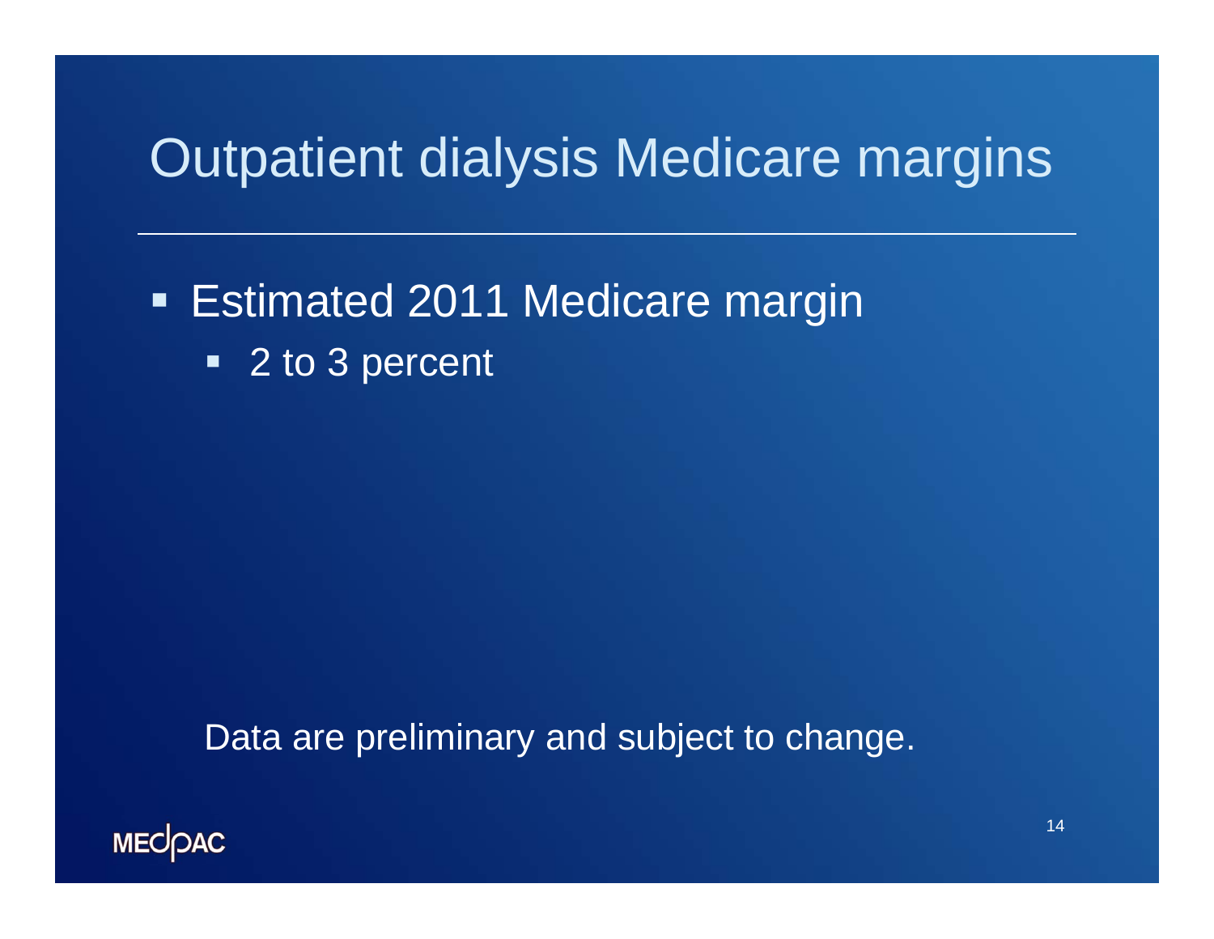# Outpatient dialysis Medicare margins

- Estimated 2011 Medicare margin
  - 2 to 3 percent

Data are preliminary and subject to change.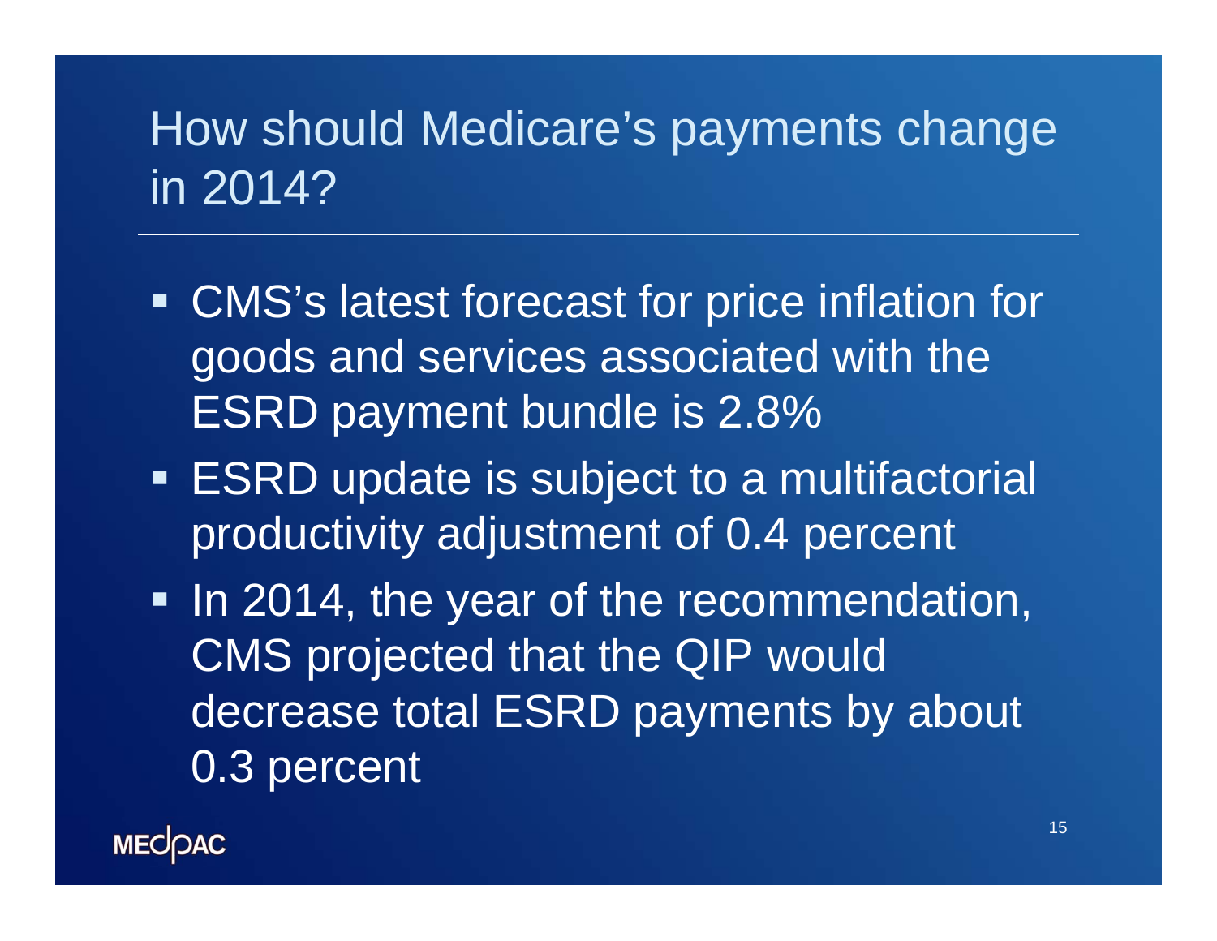# How should Medicare's payments change in 2014?

- CMS's latest forecast for price inflation for goods and services associated with the ESRD payment bundle is 2.8%
- ESRD update is subject to a multifactorial productivity adjustment of 0.4 percent
- In 2014, the year of the recommendation, CMS projected that the QIP would decrease total ESRD payments by about 0.3 percent

MEDPAC